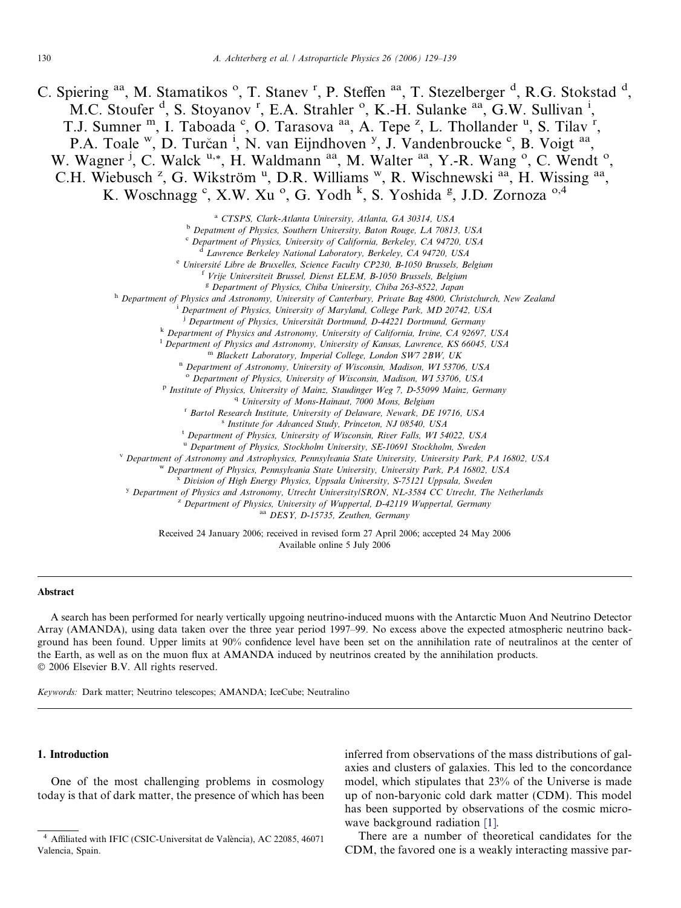C. Spiering [aa], M. Stamatikos [o], T. Stanev [r], P. Steffen [aa], T. Stezelberger [d], R.G. Stokstad [d], M.C. Stoufer [d], S. Stoyanov [r], E.A. Strahler [o], K.-H. Sulanke [aa], G.W. Sullivan [i], T.J. Sumner [m], I. Taboada [c], O. Tarasova [aa], A. Tepe [z], L. Thollander [u], S. Tilav [r], P.A. Toale [w], D. Turčan [i], N. van Eijndhoven [y], J. Vandenbroucke [c], B. Voigt [aa], W. Wagner [j], C. Walck [u,*], H. Waldmann [aa], M. Walter [aa], Y.-R. Wang [o], C. Wendt [o], C.H. Wiebusch [z], G. Wikström [u], D.R. Williams [w], R. Wischnewski [aa], H. Wissing [aa], K. Woschnagg [c], X.W. Xu [o], G. Yodh [k], S. Yoshida [g], J.D. Zornoza [o,4]

[a] CTSPS, Clark-Atlanta University, Atlanta, GA 30314, USA
[b] Depatment of Physics, Southern University, Baton Rouge, LA 70813, USA
[c] Department of Physics, University of California, Berkeley, CA 94720, USA
[d] Lawrence Berkeley National Laboratory, Berkeley, CA 94720, USA
[e] Université Libre de Bruxelles, Science Faculty CP230, B-1050 Brussels, Belgium
[f] Vrije Universiteit Brussel, Dienst ELEM, B-1050 Brussels, Belgium
[g] Department of Physics, Chiba University, Chiba 263-8522, Japan
[h] Department of Physics and Astronomy, University of Canterbury, Private Bag 4800, Christchurch, New Zealand
[i] Department of Physics, University of Maryland, College Park, MD 20742, USA
[j] Department of Physics, Universität Dortmund, D-44221 Dortmund, Germany
[k] Department of Physics and Astronomy, University of California, Irvine, CA 92697, USA
[l] Department of Physics and Astronomy, University of Kansas, Lawrence, KS 66045, USA
[m] Blackett Laboratory, Imperial College, London SW7 2BW, UK
[n] Department of Astronomy, University of Wisconsin, Madison, WI 53706, USA
[o] Department of Physics, University of Wisconsin, Madison, WI 53706, USA
[p] Institute of Physics, University of Mainz, Staudinger Weg 7, D-55099 Mainz, Germany
[q] University of Mons-Hainaut, 7000 Mons, Belgium
[r] Bartol Research Institute, University of Delaware, Newark, DE 19716, USA
[s] Institute for Advanced Study, Princeton, NJ 08540, USA
[t] Department of Physics, University of Wisconsin, River Falls, WI 54022, USA
[u] Department of Physics, Stockholm University, SE-10691 Stockholm, Sweden
[v] Department of Astronomy and Astrophysics, Pennsylvania State University, University Park, PA 16802, USA
[w] Department of Physics, Pennsylvania State University, University Park, PA 16802, USA
[x] Division of High Energy Physics, Uppsala University, S-75121 Uppsala, Sweden
[y] Department of Physics and Astronomy, Utrecht University/SRON, NL-3584 CC Utrecht, The Netherlands
[z] Department of Physics, University of Wuppertal, D-42119 Wuppertal, Germany
[aa] DESY, D-15735, Zeuthen, Germany

Received 24 January 2006; received in revised form 27 April 2006; accepted 24 May 2006
Available online 5 July 2006

## Abstract

A search has been performed for nearly vertically upgoing neutrino-induced muons with the Antarctic Muon And Neutrino Detector Array (AMANDA), using data taken over the three year period 1997–99. No excess above the expected atmospheric neutrino background has been found. Upper limits at 90% confidence level have been set on the annihilation rate of neutralinos at the center of the Earth, as well as on the muon flux at AMANDA induced by neutrinos created by the annihilation products.
© 2006 Elsevier B.V. All rights reserved.

*Keywords:* Dark matter; Neutrino telescopes; AMANDA; IceCube; Neutralino

## 1. Introduction

One of the most challenging problems in cosmology today is that of dark matter, the presence of which has been inferred from observations of the mass distributions of galaxies and clusters of galaxies. This led to the concordance model, which stipulates that 23% of the Universe is made up of non-baryonic cold dark matter (CDM). This model has been supported by observations of the cosmic microwave background radiation [1].

There are a number of theoretical candidates for the CDM, the favored one is a weakly interacting massive par-

[4] Affiliated with IFIC (CSIC-Universitat de València), AC 22085, 46071 Valencia, Spain.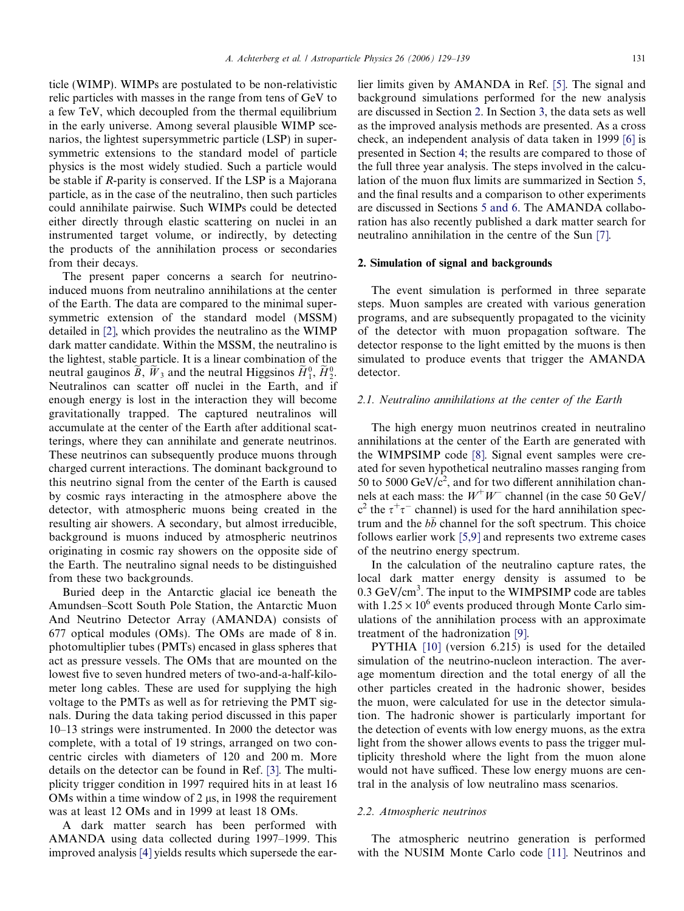ticle (WIMP). WIMPs are postulated to be non-relativistic relic particles with masses in the range from tens of GeV to a few TeV, which decoupled from the thermal equilibrium in the early universe. Among several plausible WIMP scenarios, the lightest supersymmetric particle (LSP) in supersymmetric extensions to the standard model of particle physics is the most widely studied. Such a particle would be stable if *R*-parity is conserved. If the LSP is a Majorana particle, as in the case of the neutralino, then such particles could annihilate pairwise. Such WIMPs could be detected either directly through elastic scattering on nuclei in an instrumented target volume, or indirectly, by detecting the products of the annihilation process or secondaries from their decays.

The present paper concerns a search for neutrino-induced muons from neutralino annihilations at the center of the Earth. The data are compared to the minimal supersymmetric extension of the standard model (MSSM) detailed in [2], which provides the neutralino as the WIMP dark matter candidate. Within the MSSM, the neutralino is the lightest, stable particle. It is a linear combination of the neutral gauginos $\widetilde{B}$, $\widetilde{W}_3$ and the neutral Higgsinos $\widetilde{H}_1^0$, $\widetilde{H}_2^0$. Neutralinos can scatter off nuclei in the Earth, and if enough energy is lost in the interaction they will become gravitationally trapped. The captured neutralinos will accumulate at the center of the Earth after additional scatterings, where they can annihilate and generate neutrinos. These neutrinos can subsequently produce muons through charged current interactions. The dominant background to this neutrino signal from the center of the Earth is caused by cosmic rays interacting in the atmosphere above the detector, with atmospheric muons being created in the resulting air showers. A secondary, but almost irreducible, background is muons induced by atmospheric neutrinos originating in cosmic ray showers on the opposite side of the Earth. The neutralino signal needs to be distinguished from these two backgrounds.

Buried deep in the Antarctic glacial ice beneath the Amundsen–Scott South Pole Station, the Antarctic Muon And Neutrino Detector Array (AMANDA) consists of 677 optical modules (OMs). The OMs are made of 8 in. photomultiplier tubes (PMTs) encased in glass spheres that act as pressure vessels. The OMs that are mounted on the lowest five to seven hundred meters of two-and-a-half-kilometer long cables. These are used for supplying the high voltage to the PMTs as well as for retrieving the PMT signals. During the data taking period discussed in this paper 10–13 strings were instrumented. In 2000 the detector was complete, with a total of 19 strings, arranged on two concentric circles with diameters of 120 and 200 m. More details on the detector can be found in Ref. [3]. The multiplicity trigger condition in 1997 required hits in at least 16 OMs within a time window of 2 μs, in 1998 the requirement was at least 12 OMs and in 1999 at least 18 OMs.

A dark matter search has been performed with AMANDA using data collected during 1997–1999. This improved analysis [4] yields results which supersede the earlier limits given by AMANDA in Ref. [5]. The signal and background simulations performed for the new analysis are discussed in Section 2. In Section 3, the data sets as well as the improved analysis methods are presented. As a cross check, an independent analysis of data taken in 1999 [6] is presented in Section 4; the results are compared to those of the full three year analysis. The steps involved in the calculation of the muon flux limits are summarized in Section 5, and the final results and a comparison to other experiments are discussed in Sections 5 and 6. The AMANDA collaboration has also recently published a dark matter search for neutralino annihilation in the centre of the Sun [7].

## 2. Simulation of signal and backgrounds

The event simulation is performed in three separate steps. Muon samples are created with various generation programs, and are subsequently propagated to the vicinity of the detector with muon propagation software. The detector response to the light emitted by the muons is then simulated to produce events that trigger the AMANDA detector.

### 2.1. Neutralino annihilations at the center of the Earth

The high energy muon neutrinos created in neutralino annihilations at the center of the Earth are generated with the WIMPSIMP code [8]. Signal event samples were created for seven hypothetical neutralino masses ranging from 50 to 5000 $\text{GeV}/c^2$, and for two different annihilation channels at each mass: the $W^+W^-$ channel (in the case 50 $\text{GeV}/c^2$ the $\tau^+\tau^-$ channel) is used for the hard annihilation spectrum and the $b\bar{b}$ channel for the soft spectrum. This choice follows earlier work [5,9] and represents two extreme cases of the neutrino energy spectrum.

In the calculation of the neutralino capture rates, the local dark matter energy density is assumed to be 0.3 $\text{GeV}/\text{cm}^3$. The input to the WIMPSIMP code are tables with $1.25 \times 10^6$ events produced through Monte Carlo simulations of the annihilation process with an approximate treatment of the hadronization [9].

PYTHIA [10] (version 6.215) is used for the detailed simulation of the neutrino-nucleon interaction. The average momentum direction and the total energy of all the other particles created in the hadronic shower, besides the muon, were calculated for use in the detector simulation. The hadronic shower is particularly important for the detection of events with low energy muons, as the extra light from the shower allows events to pass the trigger multiplicity threshold where the light from the muon alone would not have sufficed. These low energy muons are central in the analysis of low neutralino mass scenarios.

### 2.2. Atmospheric neutrinos

The atmospheric neutrino generation is performed with the NUSIM Monte Carlo code [11]. Neutrinos and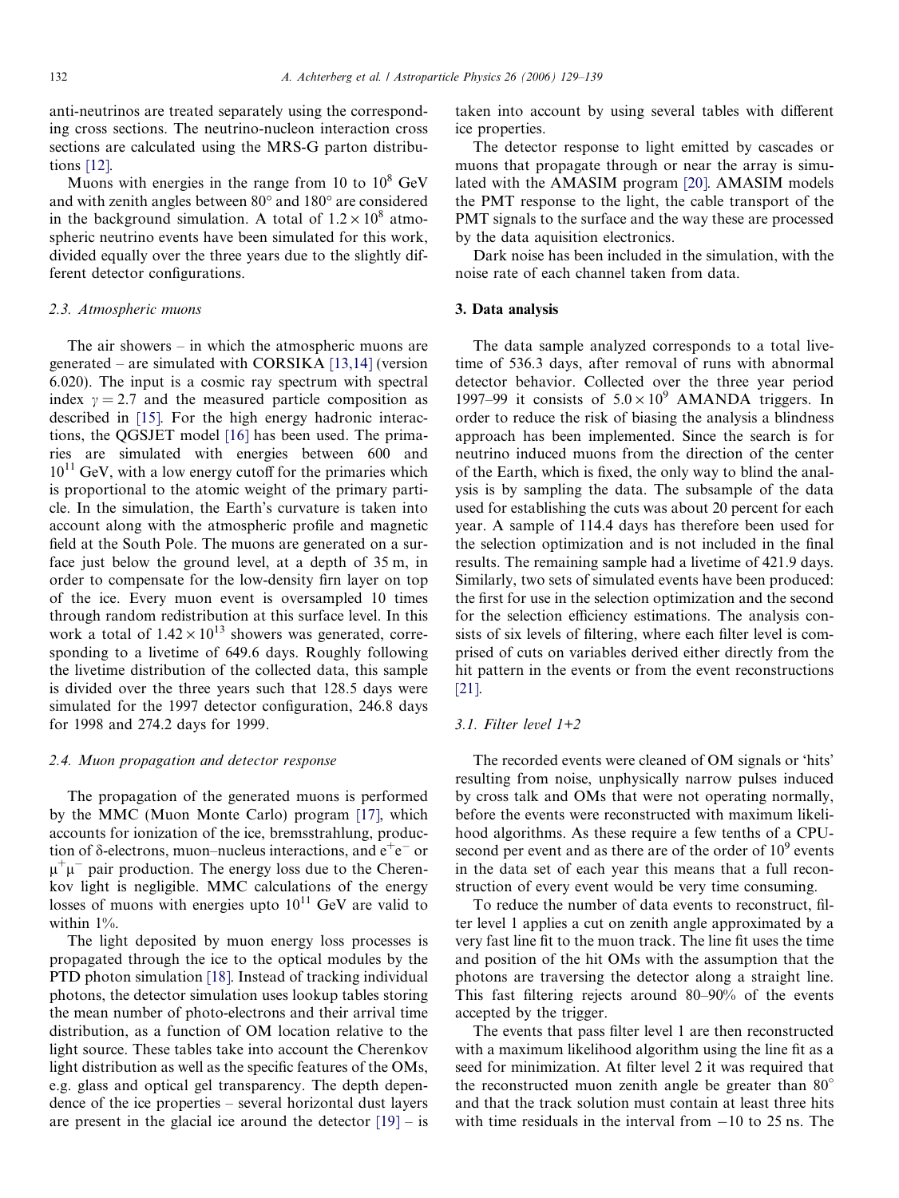anti-neutrinos are treated separately using the corresponding cross sections. The neutrino-nucleon interaction cross sections are calculated using the MRS-G parton distributions [12].

Muons with energies in the range from 10 to $10^8$ GeV and with zenith angles between 80° and 180° are considered in the background simulation. A total of $1.2 \times 10^8$ atmospheric neutrino events have been simulated for this work, divided equally over the three years due to the slightly different detector configurations.

### 2.3. Atmospheric muons

The air showers – in which the atmospheric muons are generated – are simulated with CORSIKA [13,14] (version 6.020). The input is a cosmic ray spectrum with spectral index $\gamma = 2.7$ and the measured particle composition as described in [15]. For the high energy hadronic interactions, the QGSJET model [16] has been used. The primaries are simulated with energies between 600 and $10^{11}$ GeV, with a low energy cutoff for the primaries which is proportional to the atomic weight of the primary particle. In the simulation, the Earth's curvature is taken into account along with the atmospheric profile and magnetic field at the South Pole. The muons are generated on a surface just below the ground level, at a depth of 35 m, in order to compensate for the low-density firn layer on top of the ice. Every muon event is oversampled 10 times through random redistribution at this surface level. In this work a total of $1.42 \times 10^{13}$ showers was generated, corresponding to a livetime of 649.6 days. Roughly following the livetime distribution of the collected data, this sample is divided over the three years such that 128.5 days were simulated for the 1997 detector configuration, 246.8 days for 1998 and 274.2 days for 1999.

### 2.4. Muon propagation and detector response

The propagation of the generated muons is performed by the MMC (Muon Monte Carlo) program [17], which accounts for ionization of the ice, bremsstrahlung, production of δ-electrons, muon–nucleus interactions, and $e^+e^-$ or $\mu^+\mu^-$ pair production. The energy loss due to the Cherenkov light is negligible. MMC calculations of the energy losses of muons with energies upto $10^{11}$ GeV are valid to within 1%.

The light deposited by muon energy loss processes is propagated through the ice to the optical modules by the PTD photon simulation [18]. Instead of tracking individual photons, the detector simulation uses lookup tables storing the mean number of photo-electrons and their arrival time distribution, as a function of OM location relative to the light source. These tables take into account the Cherenkov light distribution as well as the specific features of the OMs, e.g. glass and optical gel transparency. The depth dependence of the ice properties – several horizontal dust layers are present in the glacial ice around the detector [19] – is taken into account by using several tables with different ice properties.

The detector response to light emitted by cascades or muons that propagate through or near the array is simulated with the AMASIM program [20]. AMASIM models the PMT response to the light, the cable transport of the PMT signals to the surface and the way these are processed by the data aquisition electronics.

Dark noise has been included in the simulation, with the noise rate of each channel taken from data.

## 3. Data analysis

The data sample analyzed corresponds to a total livetime of 536.3 days, after removal of runs with abnormal detector behavior. Collected over the three year period 1997–99 it consists of $5.0 \times 10^9$ AMANDA triggers. In order to reduce the risk of biasing the analysis a blindness approach has been implemented. Since the search is for neutrino induced muons from the direction of the center of the Earth, which is fixed, the only way to blind the analysis is by sampling the data. The subsample of the data used for establishing the cuts was about 20 percent for each year. A sample of 114.4 days has therefore been used for the selection optimization and is not included in the final results. The remaining sample had a livetime of 421.9 days. Similarly, two sets of simulated events have been produced: the first for use in the selection optimization and the second for the selection efficiency estimations. The analysis consists of six levels of filtering, where each filter level is comprised of cuts on variables derived either directly from the hit pattern in the events or from the event reconstructions [21].

### 3.1. Filter level 1+2

The recorded events were cleaned of OM signals or 'hits' resulting from noise, unphysically narrow pulses induced by cross talk and OMs that were not operating normally, before the events were reconstructed with maximum likelihood algorithms. As these require a few tenths of a CPU-second per event and as there are of the order of $10^9$ events in the data set of each year this means that a full reconstruction of every event would be very time consuming.

To reduce the number of data events to reconstruct, filter level 1 applies a cut on zenith angle approximated by a very fast line fit to the muon track. The line fit uses the time and position of the hit OMs with the assumption that the photons are traversing the detector along a straight line. This fast filtering rejects around 80–90% of the events accepted by the trigger.

The events that pass filter level 1 are then reconstructed with a maximum likelihood algorithm using the line fit as a seed for minimization. At filter level 2 it was required that the reconstructed muon zenith angle be greater than 80° and that the track solution must contain at least three hits with time residuals in the interval from −10 to 25 ns. The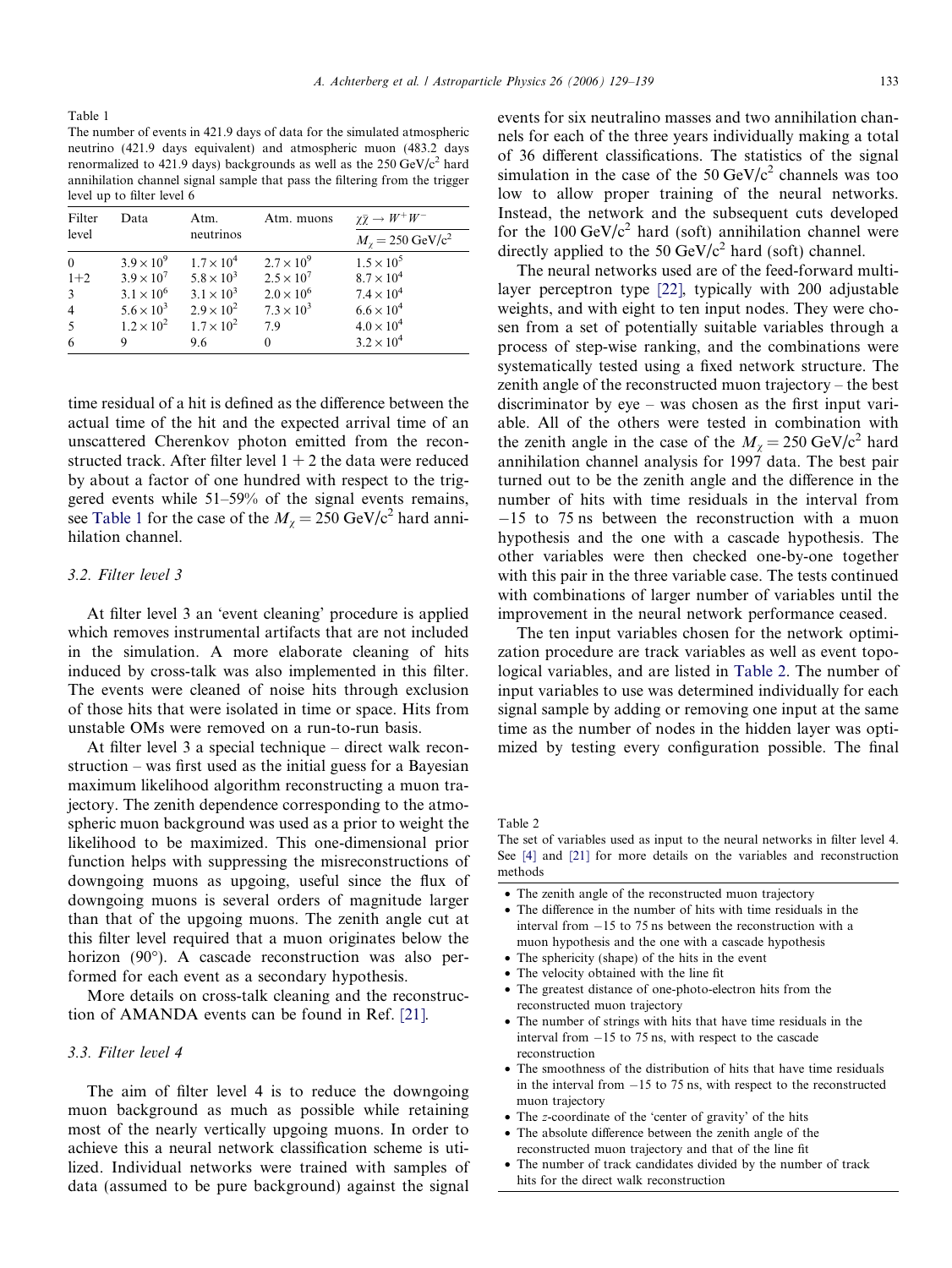Table 1
The number of events in 421.9 days of data for the simulated atmospheric neutrino (421.9 days equivalent) and atmospheric muon (483.2 days renormalized to 421.9 days) backgrounds as well as the 250 GeV/c$^2$ hard annihilation channel signal sample that pass the filtering from the trigger level up to filter level 6

| Filter level | Data | Atm. neutrinos | Atm. muons | $\chi\bar{\chi} \to W^+W^-$ |
|---|---|---|---|---|
| | | | | $M_\chi = 250$ GeV/c$^2$ |
| 0 | $3.9 \times 10^9$ | $1.7 \times 10^4$ | $2.7 \times 10^9$ | $1.5 \times 10^5$ |
| 1+2 | $3.9 \times 10^7$ | $5.8 \times 10^3$ | $2.5 \times 10^7$ | $8.7 \times 10^4$ |
| 3 | $3.1 \times 10^6$ | $3.1 \times 10^3$ | $2.0 \times 10^6$ | $7.4 \times 10^4$ |
| 4 | $5.6 \times 10^3$ | $2.9 \times 10^2$ | $7.3 \times 10^3$ | $6.6 \times 10^4$ |
| 5 | $1.2 \times 10^2$ | $1.7 \times 10^2$ | 7.9 | $4.0 \times 10^4$ |
| 6 | 9 | 9.6 | 0 | $3.2 \times 10^4$ |

time residual of a hit is defined as the difference between the actual time of the hit and the expected arrival time of an unscattered Cherenkov photon emitted from the reconstructed track. After filter level 1 + 2 the data were reduced by about a factor of one hundred with respect to the triggered events while 51–59% of the signal events remains, see Table 1 for the case of the $M_\chi = 250$ GeV/c$^2$ hard annihilation channel.

### 3.2. Filter level 3

At filter level 3 an 'event cleaning' procedure is applied which removes instrumental artifacts that are not included in the simulation. A more elaborate cleaning of hits induced by cross-talk was also implemented in this filter. The events were cleaned of noise hits through exclusion of those hits that were isolated in time or space. Hits from unstable OMs were removed on a run-to-run basis.

At filter level 3 a special technique – direct walk reconstruction – was first used as the initial guess for a Bayesian maximum likelihood algorithm reconstructing a muon trajectory. The zenith dependence corresponding to the atmospheric muon background was used as a prior to weight the likelihood to be maximized. This one-dimensional prior function helps with suppressing the misreconstructions of downgoing muons as upgoing, useful since the flux of downgoing muons is several orders of magnitude larger than that of the upgoing muons. The zenith angle cut at this filter level required that a muon originates below the horizon (90°). A cascade reconstruction was also performed for each event as a secondary hypothesis.

More details on cross-talk cleaning and the reconstruction of AMANDA events can be found in Ref. [21].

### 3.3. Filter level 4

The aim of filter level 4 is to reduce the downgoing muon background as much as possible while retaining most of the nearly vertically upgoing muons. In order to achieve this a neural network classification scheme is utilized. Individual networks were trained with samples of data (assumed to be pure background) against the signal events for six neutralino masses and two annihilation channels for each of the three years individually making a total of 36 different classifications. The statistics of the signal simulation in the case of the 50 GeV/c$^2$ channels was too low to allow proper training of the neural networks. Instead, the network and the subsequent cuts developed for the 100 GeV/c$^2$ hard (soft) annihilation channel were directly applied to the 50 GeV/c$^2$ hard (soft) channel.

The neural networks used are of the feed-forward multi-layer perceptron type [22], typically with 200 adjustable weights, and with eight to ten input nodes. They were chosen from a set of potentially suitable variables through a process of step-wise ranking, and the combinations were systematically tested using a fixed network structure. The zenith angle of the reconstructed muon trajectory – the best discriminator by eye – was chosen as the first input variable. All of the others were tested in combination with the zenith angle in the case of the $M_\chi = 250$ GeV/c$^2$ hard annihilation channel analysis for 1997 data. The best pair turned out to be the zenith angle and the difference in the number of hits with time residuals in the interval from −15 to 75 ns between the reconstruction with a muon hypothesis and the one with a cascade hypothesis. The other variables were then checked one-by-one together with this pair in the three variable case. The tests continued with combinations of larger number of variables until the improvement in the neural network performance ceased.

The ten input variables chosen for the network optimization procedure are track variables as well as event topological variables, and are listed in Table 2. The number of input variables to use was determined individually for each signal sample by adding or removing one input at the same time as the number of nodes in the hidden layer was optimized by testing every configuration possible. The final

Table 2
The set of variables used as input to the neural networks in filter level 4. See [4] and [21] for more details on the variables and reconstruction methods

- The zenith angle of the reconstructed muon trajectory
- The difference in the number of hits with time residuals in the interval from −15 to 75 ns between the reconstruction with a muon hypothesis and the one with a cascade hypothesis
- The sphericity (shape) of the hits in the event
- The velocity obtained with the line fit
- The greatest distance of one-photo-electron hits from the reconstructed muon trajectory
- The number of strings with hits that have time residuals in the interval from −15 to 75 ns, with respect to the cascade reconstruction
- The smoothness of the distribution of hits that have time residuals in the interval from −15 to 75 ns, with respect to the reconstructed muon trajectory
- The $z$-coordinate of the 'center of gravity' of the hits
- The absolute difference between the zenith angle of the reconstructed muon trajectory and that of the line fit
- The number of track candidates divided by the number of track hits for the direct walk reconstruction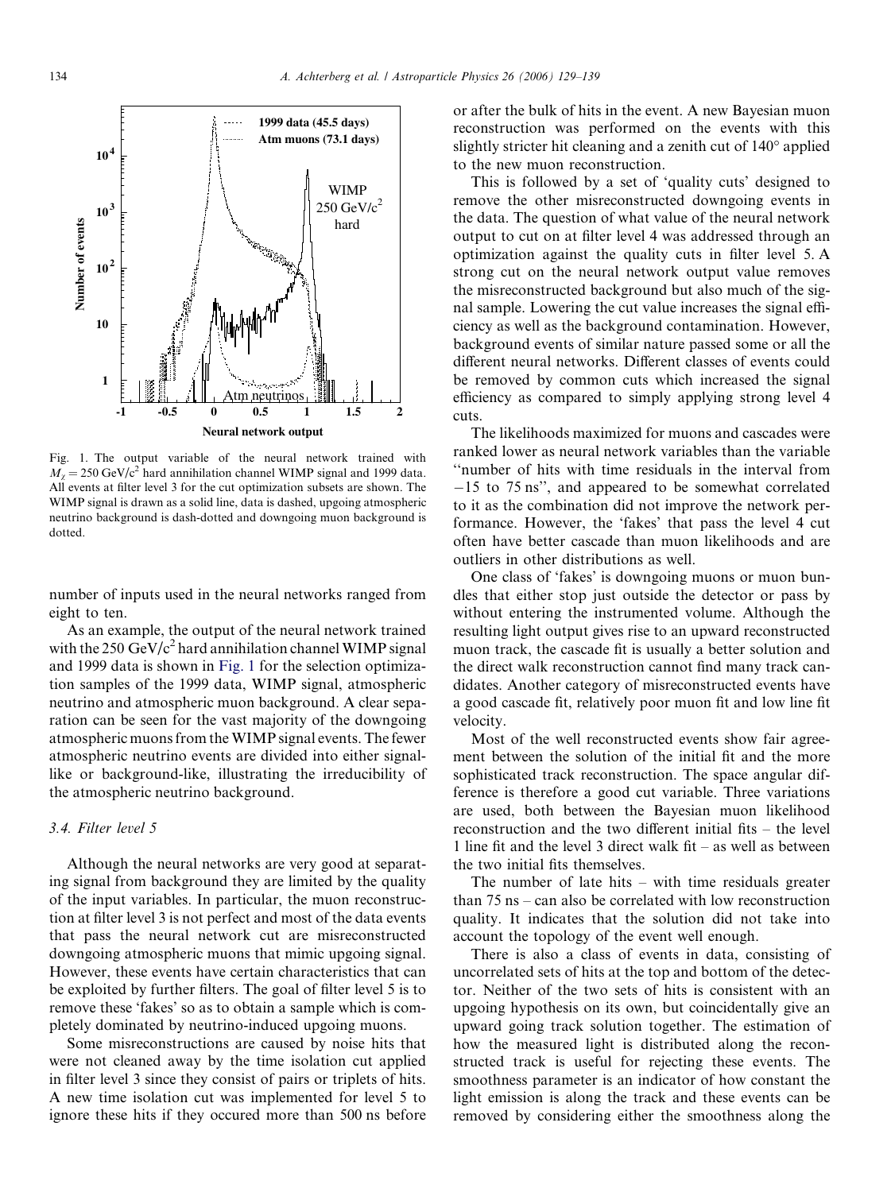Fig. 1. The output variable of the neural network trained with $M_\chi = 250\ \text{GeV/c}^2$ hard annihilation channel WIMP signal and 1999 data. All events at filter level 3 for the cut optimization subsets are shown. The WIMP signal is drawn as a solid line, data is dashed, upgoing atmospheric neutrino background is dash-dotted and downgoing muon background is dotted.

number of inputs used in the neural networks ranged from eight to ten.

As an example, the output of the neural network trained with the 250 GeV/c$^2$ hard annihilation channel WIMP signal and 1999 data is shown in Fig. 1 for the selection optimization samples of the 1999 data, WIMP signal, atmospheric neutrino and atmospheric muon background. A clear separation can be seen for the vast majority of the downgoing atmospheric muons from the WIMP signal events. The fewer atmospheric neutrino events are divided into either signal-like or background-like, illustrating the irreducibility of the atmospheric neutrino background.

### 3.4. Filter level 5

Although the neural networks are very good at separating signal from background they are limited by the quality of the input variables. In particular, the muon reconstruction at filter level 3 is not perfect and most of the data events that pass the neural network cut are misreconstructed downgoing atmospheric muons that mimic upgoing signal. However, these events have certain characteristics that can be exploited by further filters. The goal of filter level 5 is to remove these 'fakes' so as to obtain a sample which is completely dominated by neutrino-induced upgoing muons.

Some misreconstructions are caused by noise hits that were not cleaned away by the time isolation cut applied in filter level 3 since they consist of pairs or triplets of hits. A new time isolation cut was implemented for level 5 to ignore these hits if they occured more than 500 ns before or after the bulk of hits in the event. A new Bayesian muon reconstruction was performed on the events with this slightly stricter hit cleaning and a zenith cut of 140° applied to the new muon reconstruction.

This is followed by a set of 'quality cuts' designed to remove the other misreconstructed downgoing events in the data. The question of what value of the neural network output to cut on at filter level 4 was addressed through an optimization against the quality cuts in filter level 5. A strong cut on the neural network output value removes the misreconstructed background but also much of the signal sample. Lowering the cut value increases the signal efficiency as well as the background contamination. However, background events of similar nature passed some or all the different neural networks. Different classes of events could be removed by common cuts which increased the signal efficiency as compared to simply applying strong level 4 cuts.

The likelihoods maximized for muons and cascades were ranked lower as neural network variables than the variable "number of hits with time residuals in the interval from −15 to 75 ns", and appeared to be somewhat correlated to it as the combination did not improve the network performance. However, the 'fakes' that pass the level 4 cut often have better cascade than muon likelihoods and are outliers in other distributions as well.

One class of 'fakes' is downgoing muons or muon bundles that either stop just outside the detector or pass by without entering the instrumented volume. Although the resulting light output gives rise to an upward reconstructed muon track, the cascade fit is usually a better solution and the direct walk reconstruction cannot find many track candidates. Another category of misreconstructed events have a good cascade fit, relatively poor muon fit and low line fit velocity.

Most of the well reconstructed events show fair agreement between the solution of the initial fit and the more sophisticated track reconstruction. The space angular difference is therefore a good cut variable. Three variations are used, both between the Bayesian muon likelihood reconstruction and the two different initial fits – the level 1 line fit and the level 3 direct walk fit – as well as between the two initial fits themselves.

The number of late hits – with time residuals greater than 75 ns – can also be correlated with low reconstruction quality. It indicates that the solution did not take into account the topology of the event well enough.

There is also a class of events in data, consisting of uncorrelated sets of hits at the top and bottom of the detector. Neither of the two sets of hits is consistent with an upgoing hypothesis on its own, but coincidentally give an upward going track solution together. The estimation of how the measured light is distributed along the reconstructed track is useful for rejecting these events. The smoothness parameter is an indicator of how constant the light emission is along the track and these events can be removed by considering either the smoothness along the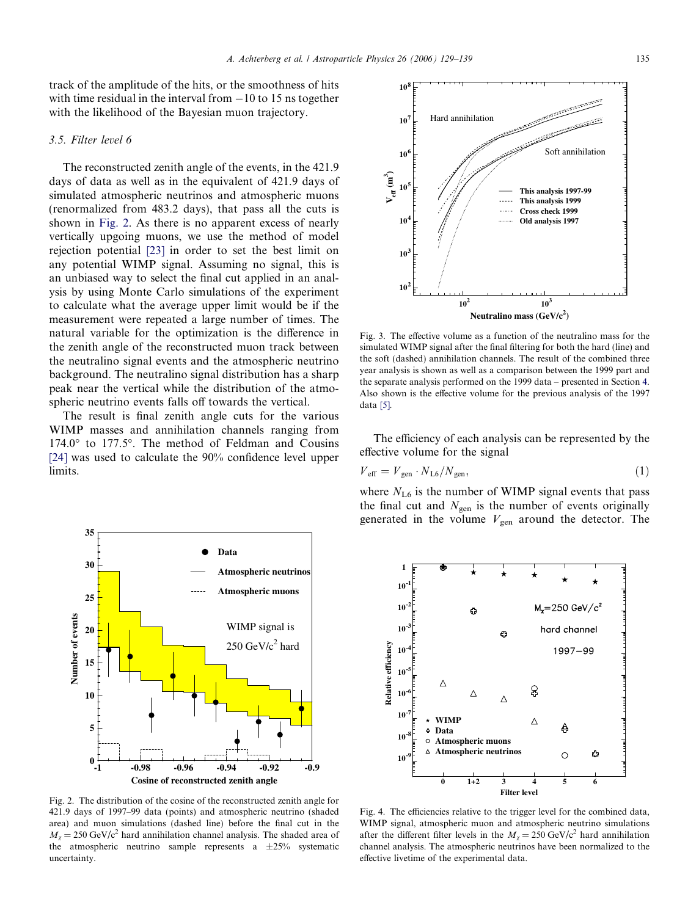track of the amplitude of the hits, or the smoothness of hits with time residual in the interval from −10 to 15 ns together with the likelihood of the Bayesian muon trajectory.

### 3.5. Filter level 6

The reconstructed zenith angle of the events, in the 421.9 days of data as well as in the equivalent of 421.9 days of simulated atmospheric neutrinos and atmospheric muons (renormalized from 483.2 days), that pass all the cuts is shown in Fig. 2. As there is no apparent excess of nearly vertically upgoing muons, we use the method of model rejection potential [23] in order to set the best limit on any potential WIMP signal. Assuming no signal, this is an unbiased way to select the final cut applied in an analysis by using Monte Carlo simulations of the experiment to calculate what the average upper limit would be if the measurement were repeated a large number of times. The natural variable for the optimization is the difference in the zenith angle of the reconstructed muon track between the neutralino signal events and the atmospheric neutrino background. The neutralino signal distribution has a sharp peak near the vertical while the distribution of the atmospheric neutrino events falls off towards the vertical.

The result is final zenith angle cuts for the various WIMP masses and annihilation channels ranging from 174.0° to 177.5°. The method of Feldman and Cousins [24] was used to calculate the 90% confidence level upper limits.

Fig. 2. The distribution of the cosine of the reconstructed zenith angle for 421.9 days of 1997–99 data (points) and atmospheric neutrino (shaded area) and muon simulations (dashed line) before the final cut in the $M_\chi = 250$ GeV/c$^2$ hard annihilation channel analysis. The shaded area of the atmospheric neutrino sample represents a ±25% systematic uncertainty.

Fig. 3. The effective volume as a function of the neutralino mass for the simulated WIMP signal after the final filtering for both the hard (line) and the soft (dashed) annihilation channels. The result of the combined three year analysis is shown as well as a comparison between the 1999 part and the separate analysis performed on the 1999 data – presented in Section 4. Also shown is the effective volume for the previous analysis of the 1997 data [5].

The efficiency of each analysis can be represented by the effective volume for the signal

$$V_{\text{eff}} = V_{\text{gen}} \cdot N_{\text{L6}}/N_{\text{gen}}, \tag{1}$$

where $N_{\text{L6}}$ is the number of WIMP signal events that pass the final cut and $N_{\text{gen}}$ is the number of events originally generated in the volume $V_{\text{gen}}$ around the detector. The

Fig. 4. The efficiencies relative to the trigger level for the combined data, WIMP signal, atmospheric muon and atmospheric neutrino simulations after the different filter levels in the $M_\chi = 250$ GeV/c$^2$ hard annihilation channel analysis. The atmospheric neutrinos have been normalized to the effective livetime of the experimental data.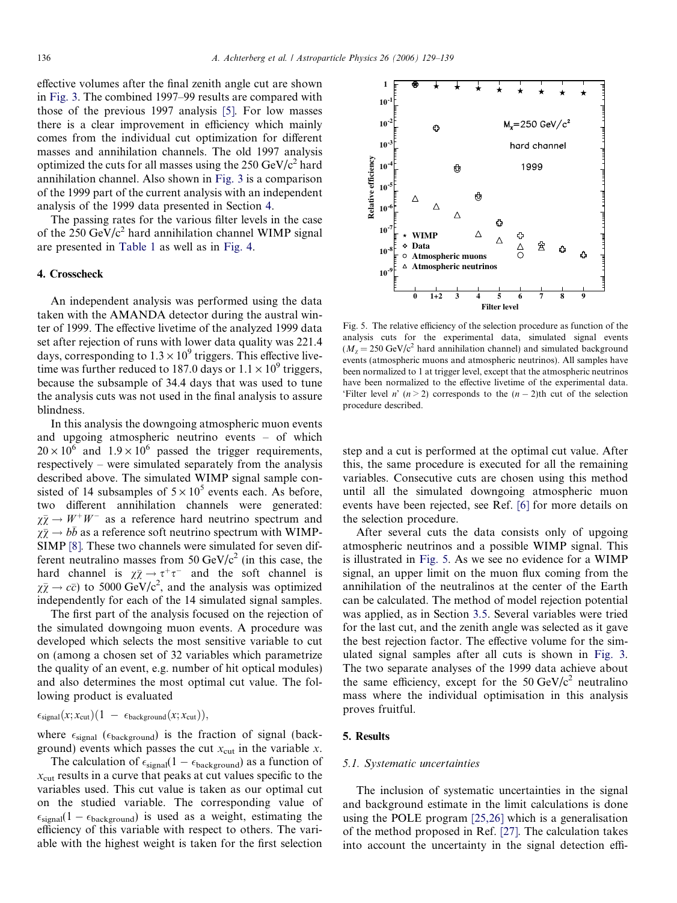effective volumes after the final zenith angle cut are shown in Fig. 3. The combined 1997–99 results are compared with those of the previous 1997 analysis [5]. For low masses there is a clear improvement in efficiency which mainly comes from the individual cut optimization for different masses and annihilation channels. The old 1997 analysis optimized the cuts for all masses using the 250 GeV/c$^2$ hard annihilation channel. Also shown in Fig. 3 is a comparison of the 1999 part of the current analysis with an independent analysis of the 1999 data presented in Section 4.

The passing rates for the various filter levels in the case of the 250 GeV/c$^2$ hard annihilation channel WIMP signal are presented in Table 1 as well as in Fig. 4.

## 4. Crosscheck

An independent analysis was performed using the data taken with the AMANDA detector during the austral winter of 1999. The effective livetime of the analyzed 1999 data set after rejection of runs with lower data quality was 221.4 days, corresponding to $1.3 \times 10^9$ triggers. This effective livetime was further reduced to 187.0 days or $1.1 \times 10^9$ triggers, because the subsample of 34.4 days that was used to tune the analysis cuts was not used in the final analysis to assure blindness.

In this analysis the downgoing atmospheric muon events and upgoing atmospheric neutrino events – of which $20 \times 10^6$ and $1.9 \times 10^6$ passed the trigger requirements, respectively – were simulated separately from the analysis described above. The simulated WIMP signal sample consisted of 14 subsamples of $5 \times 10^5$ events each. As before, two different annihilation channels were generated: $\chi\bar{\chi} \to W^+W^-$ as a reference hard neutrino spectrum and $\chi\bar{\chi} \to b\bar{b}$ as a reference soft neutrino spectrum with WIMPSIMP [8]. These two channels were simulated for seven different neutralino masses from 50 GeV/c$^2$ (in this case, the hard channel is $\chi\bar{\chi} \to \tau^+\tau^-$ and the soft channel is $\chi\bar{\chi} \to c\bar{c}$) to 5000 GeV/c$^2$, and the analysis was optimized independently for each of the 14 simulated signal samples.

The first part of the analysis focused on the rejection of the simulated downgoing muon events. A procedure was developed which selects the most sensitive variable to cut on (among a chosen set of 32 variables which parametrize the quality of an event, e.g. number of hit optical modules) and also determines the most optimal cut value. The following product is evaluated

$$\epsilon_{\text{signal}}(x; x_{\text{cut}})(1 - \epsilon_{\text{background}}(x; x_{\text{cut}})),$$

where $\epsilon_{\text{signal}}$ ($\epsilon_{\text{background}}$) is the fraction of signal (background) events which passes the cut $x_{\text{cut}}$ in the variable $x$.

The calculation of $\epsilon_{\text{signal}}(1 - \epsilon_{\text{background}})$ as a function of $x_{\text{cut}}$ results in a curve that peaks at cut values specific to the variables used. This cut value is taken as our optimal cut on the studied variable. The corresponding value of $\epsilon_{\text{signal}}(1 - \epsilon_{\text{background}})$ is used as a weight, estimating the efficiency of this variable with respect to others. The variable with the highest weight is taken for the first selection step and a cut is performed at the optimal cut value. After this, the same procedure is executed for all the remaining variables. Consecutive cuts are chosen using this method until all the simulated downgoing atmospheric muon events have been rejected, see Ref. [6] for more details on the selection procedure.

Fig. 5. The relative efficiency of the selection procedure as function of the analysis cuts for the experimental data, simulated signal events ($M_\chi = 250$ GeV/c$^2$ hard annihilation channel) and simulated background events (atmospheric muons and atmospheric neutrinos). All samples have been normalized to 1 at trigger level, except that the atmospheric neutrinos have been normalized to the effective livetime of the experimental data. 'Filter level $n$' ($n > 2$) corresponds to the ($n - 2$)th cut of the selection procedure described.

After several cuts the data consists only of upgoing atmospheric neutrinos and a possible WIMP signal. This is illustrated in Fig. 5. As we see no evidence for a WIMP signal, an upper limit on the muon flux coming from the annihilation of the neutralinos at the center of the Earth can be calculated. The method of model rejection potential was applied, as in Section 3.5. Several variables were tried for the last cut, and the zenith angle was selected as it gave the best rejection factor. The effective volume for the simulated signal samples after all cuts is shown in Fig. 3. The two separate analyses of the 1999 data achieve about the same efficiency, except for the 50 GeV/c$^2$ neutralino mass where the individual optimisation in this analysis proves fruitful.

## 5. Results

### 5.1. Systematic uncertainties

The inclusion of systematic uncertainties in the signal and background estimate in the limit calculations is done using the POLE program [25,26] which is a generalisation of the method proposed in Ref. [27]. The calculation takes into account the uncertainty in the signal detection effi-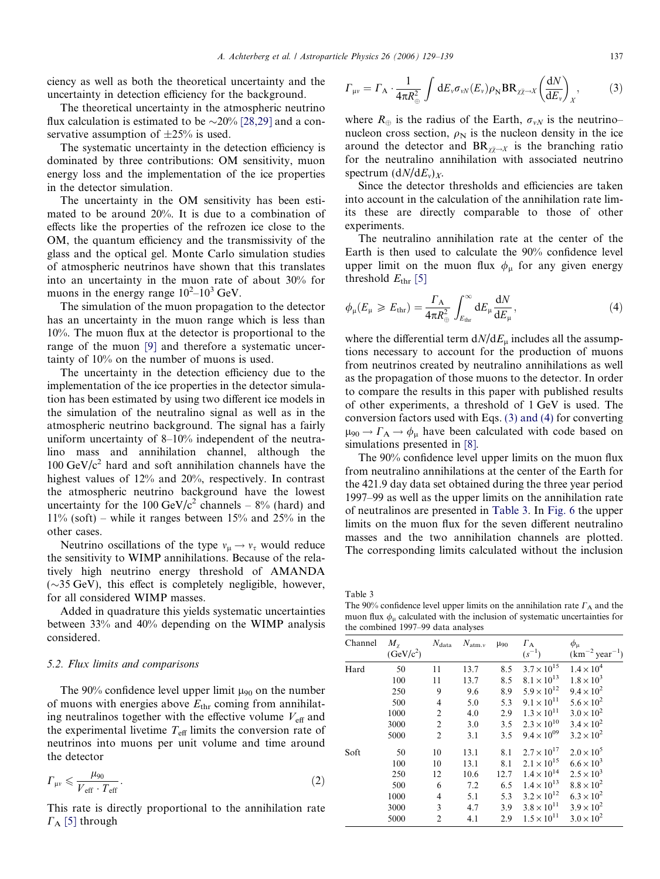ciency as well as both the theoretical uncertainty and the uncertainty in detection efficiency for the background.

The theoretical uncertainty in the atmospheric neutrino flux calculation is estimated to be ~20% [28,29] and a conservative assumption of ±25% is used.

The systematic uncertainty in the detection efficiency is dominated by three contributions: OM sensitivity, muon energy loss and the implementation of the ice properties in the detector simulation.

The uncertainty in the OM sensitivity has been estimated to be around 20%. It is due to a combination of effects like the properties of the refrozen ice close to the OM, the quantum efficiency and the transmissivity of the glass and the optical gel. Monte Carlo simulation studies of atmospheric neutrinos have shown that this translates into an uncertainty in the muon rate of about 30% for muons in the energy range $10^2$–$10^3$ GeV.

The simulation of the muon propagation to the detector has an uncertainty in the muon range which is less than 10%. The muon flux at the detector is proportional to the range of the muon [9] and therefore a systematic uncertainty of 10% on the number of muons is used.

The uncertainty in the detection efficiency due to the implementation of the ice properties in the detector simulation has been estimated by using two different ice models in the simulation of the neutralino signal as well as in the atmospheric neutrino background. The signal has a fairly uniform uncertainty of 8–10% independent of the neutralino mass and annihilation channel, although the 100 GeV/c$^2$ hard and soft annihilation channels have the highest values of 12% and 20%, respectively. In contrast the atmospheric neutrino background have the lowest uncertainty for the 100 GeV/c$^2$ channels – 8% (hard) and 11% (soft) – while it ranges between 15% and 25% in the other cases.

Neutrino oscillations of the type $\nu_\mu \rightarrow \nu_\tau$ would reduce the sensitivity to WIMP annihilations. Because of the relatively high neutrino energy threshold of AMANDA (~35 GeV), this effect is completely negligible, however, for all considered WIMP masses.

Added in quadrature this yields systematic uncertainties between 33% and 40% depending on the WIMP analysis considered.

### 5.2. Flux limits and comparisons

The 90% confidence level upper limit $\mu_{90}$ on the number of muons with energies above $E_{\text{thr}}$ coming from annihilating neutralinos together with the effective volume $V_{\text{eff}}$ and the experimental livetime $T_{\text{eff}}$ limits the conversion rate of neutrinos into muons per unit volume and time around the detector

$$\Gamma_{\mu\nu} \leqslant \frac{\mu_{90}}{V_{\text{eff}} \cdot T_{\text{eff}}}. \tag{2}$$

This rate is directly proportional to the annihilation rate $\Gamma_{\text{A}}$ [5] through

$$\Gamma_{\mu\nu} = \Gamma_{\text{A}} \cdot \frac{1}{4\pi R_{\oplus}^2} \int \mathrm{d}E_\nu \sigma_{\nu N}(E_\nu) \rho_{\text{N}} \text{BR}_{\chi\bar{\chi}\rightarrow X} \left(\frac{\mathrm{d}N}{\mathrm{d}E_\nu}\right)_X, \tag{3}$$

where $R_{\oplus}$ is the radius of the Earth, $\sigma_{\nu N}$ is the neutrino–nucleon cross section, $\rho_{\text{N}}$ is the nucleon density in the ice around the detector and $\text{BR}_{\chi\bar{\chi}\rightarrow X}$ is the branching ratio for the neutralino annihilation with associated neutrino spectrum $(\mathrm{d}N/\mathrm{d}E_\nu)_X$.

Since the detector thresholds and efficiencies are taken into account in the calculation of the annihilation rate limits these are directly comparable to those of other experiments.

The neutralino annihilation rate at the center of the Earth is then used to calculate the 90% confidence level upper limit on the muon flux $\phi_\mu$ for any given energy threshold $E_{\text{thr}}$ [5]

$$\phi_\mu(E_\mu \geqslant E_{\text{thr}}) = \frac{\Gamma_{\text{A}}}{4\pi R_{\oplus}^2} \int_{E_{\text{thr}}}^{\infty} \mathrm{d}E_\mu \frac{\mathrm{d}N}{\mathrm{d}E_\mu}, \tag{4}$$

where the differential term $\mathrm{d}N/\mathrm{d}E_\mu$ includes all the assumptions necessary to account for the production of muons from neutrinos created by neutralino annihilations as well as the propagation of those muons to the detector. In order to compare the results in this paper with published results of other experiments, a threshold of 1 GeV is used. The conversion factors used with Eqs. (3) and (4) for converting $\mu_{90} \rightarrow \Gamma_{\text{A}} \rightarrow \phi_\mu$ have been calculated with code based on simulations presented in [8].

The 90% confidence level upper limits on the muon flux from neutralino annihilations at the center of the Earth for the 421.9 day data set obtained during the three year period 1997–99 as well as the upper limits on the annihilation rate of neutralinos are presented in Table 3. In Fig. 6 the upper limits on the muon flux for the seven different neutralino masses and the two annihilation channels are plotted. The corresponding limits calculated without the inclusion

Table 3
The 90% confidence level upper limits on the annihilation rate $\Gamma_{\text{A}}$ and the muon flux $\phi_\mu$ calculated with the inclusion of systematic uncertainties for the combined 1997–99 data analyses

| Channel | $M_\chi$ (GeV/c$^2$) | $N_{\text{data}}$ | $N_{\text{atm.}\nu}$ | $\mu_{90}$ | $\Gamma_{\text{A}}$ ($s^{-1}$) | $\phi_\mu$ (km$^{-2}$ year$^{-1}$) |
|---|---|---|---|---|---|---|
| Hard | 50 | 11 | 13.7 | 8.5 | $3.7 \times 10^{15}$ | $1.4 \times 10^4$ |
| | 100 | 11 | 13.7 | 8.5 | $8.1 \times 10^{13}$ | $1.8 \times 10^3$ |
| | 250 | 9 | 9.6 | 8.9 | $5.9 \times 10^{12}$ | $9.4 \times 10^2$ |
| | 500 | 4 | 5.0 | 5.3 | $9.1 \times 10^{11}$ | $5.6 \times 10^2$ |
| | 1000 | 2 | 4.0 | 2.9 | $1.3 \times 10^{11}$ | $3.0 \times 10^2$ |
| | 3000 | 2 | 3.0 | 3.5 | $2.3 \times 10^{10}$ | $3.4 \times 10^2$ |
| | 5000 | 2 | 3.1 | 3.5 | $9.4 \times 10^{09}$ | $3.2 \times 10^2$ |
| Soft | 50 | 10 | 13.1 | 8.1 | $2.7 \times 10^{17}$ | $2.0 \times 10^5$ |
| | 100 | 10 | 13.1 | 8.1 | $2.1 \times 10^{15}$ | $6.6 \times 10^3$ |
| | 250 | 12 | 10.6 | 12.7 | $1.4 \times 10^{14}$ | $2.5 \times 10^3$ |
| | 500 | 6 | 7.2 | 6.5 | $1.4 \times 10^{13}$ | $8.8 \times 10^2$ |
| | 1000 | 4 | 5.1 | 5.3 | $3.2 \times 10^{12}$ | $6.3 \times 10^2$ |
| | 3000 | 3 | 4.7 | 3.9 | $3.8 \times 10^{11}$ | $3.9 \times 10^2$ |
| | 5000 | 2 | 4.1 | 2.9 | $1.5 \times 10^{11}$ | $3.0 \times 10^2$ |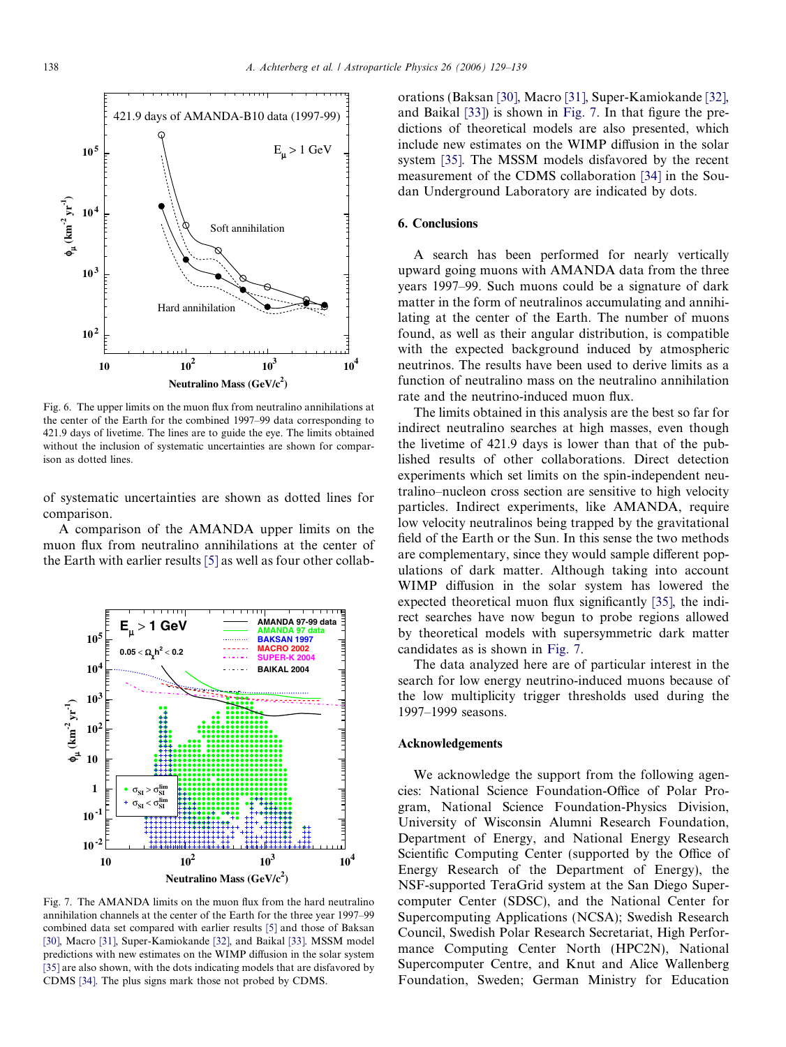Fig. 6. The upper limits on the muon flux from neutralino annihilations at the center of the Earth for the combined 1997–99 data corresponding to 421.9 days of livetime. The lines are to guide the eye. The limits obtained without the inclusion of systematic uncertainties are shown for comparison as dotted lines.

of systematic uncertainties are shown as dotted lines for comparison.

A comparison of the AMANDA upper limits on the muon flux from neutralino annihilations at the center of the Earth with earlier results [5] as well as four other collaborations (Baksan [30], Macro [31], Super-Kamiokande [32], and Baikal [33]) is shown in Fig. 7. In that figure the predictions of theoretical models are also presented, which include new estimates on the WIMP diffusion in the solar system [35]. The MSSM models disfavored by the recent measurement of the CDMS collaboration [34] in the Soudan Underground Laboratory are indicated by dots.

Fig. 7. The AMANDA limits on the muon flux from the hard neutralino annihilation channels at the center of the Earth for the three year 1997–99 combined data set compared with earlier results [5] and those of Baksan [30], Macro [31], Super-Kamiokande [32], and Baikal [33]. MSSM model predictions with new estimates on the WIMP diffusion in the solar system [35] are also shown, with the dots indicating models that are disfavored by CDMS [34]. The plus signs mark those not probed by CDMS.

## 6. Conclusions

A search has been performed for nearly vertically upward going muons with AMANDA data from the three years 1997–99. Such muons could be a signature of dark matter in the form of neutralinos accumulating and annihilating at the center of the Earth. The number of muons found, as well as their angular distribution, is compatible with the expected background induced by atmospheric neutrinos. The results have been used to derive limits as a function of neutralino mass on the neutralino annihilation rate and the neutrino-induced muon flux.

The limits obtained in this analysis are the best so far for indirect neutralino searches at high masses, even though the livetime of 421.9 days is lower than that of the published results of other collaborations. Direct detection experiments which set limits on the spin-independent neutralino–nucleon cross section are sensitive to high velocity particles. Indirect experiments, like AMANDA, require low velocity neutralinos being trapped by the gravitational field of the Earth or the Sun. In this sense the two methods are complementary, since they would sample different populations of dark matter. Although taking into account WIMP diffusion in the solar system has lowered the expected theoretical muon flux significantly [35], the indirect searches have now begun to probe regions allowed by theoretical models with supersymmetric dark matter candidates as is shown in Fig. 7.

The data analyzed here are of particular interest in the search for low energy neutrino-induced muons because of the low multiplicity trigger thresholds used during the 1997–1999 seasons.

## Acknowledgements

We acknowledge the support from the following agencies: National Science Foundation-Office of Polar Program, National Science Foundation-Physics Division, University of Wisconsin Alumni Research Foundation, Department of Energy, and National Energy Research Scientific Computing Center (supported by the Office of Energy Research of the Department of Energy), the NSF-supported TeraGrid system at the San Diego Supercomputer Center (SDSC), and the National Center for Supercomputing Applications (NCSA); Swedish Research Council, Swedish Polar Research Secretariat, High Performance Computing Center North (HPC2N), National Supercomputer Centre, and Knut and Alice Wallenberg Foundation, Sweden; German Ministry for Education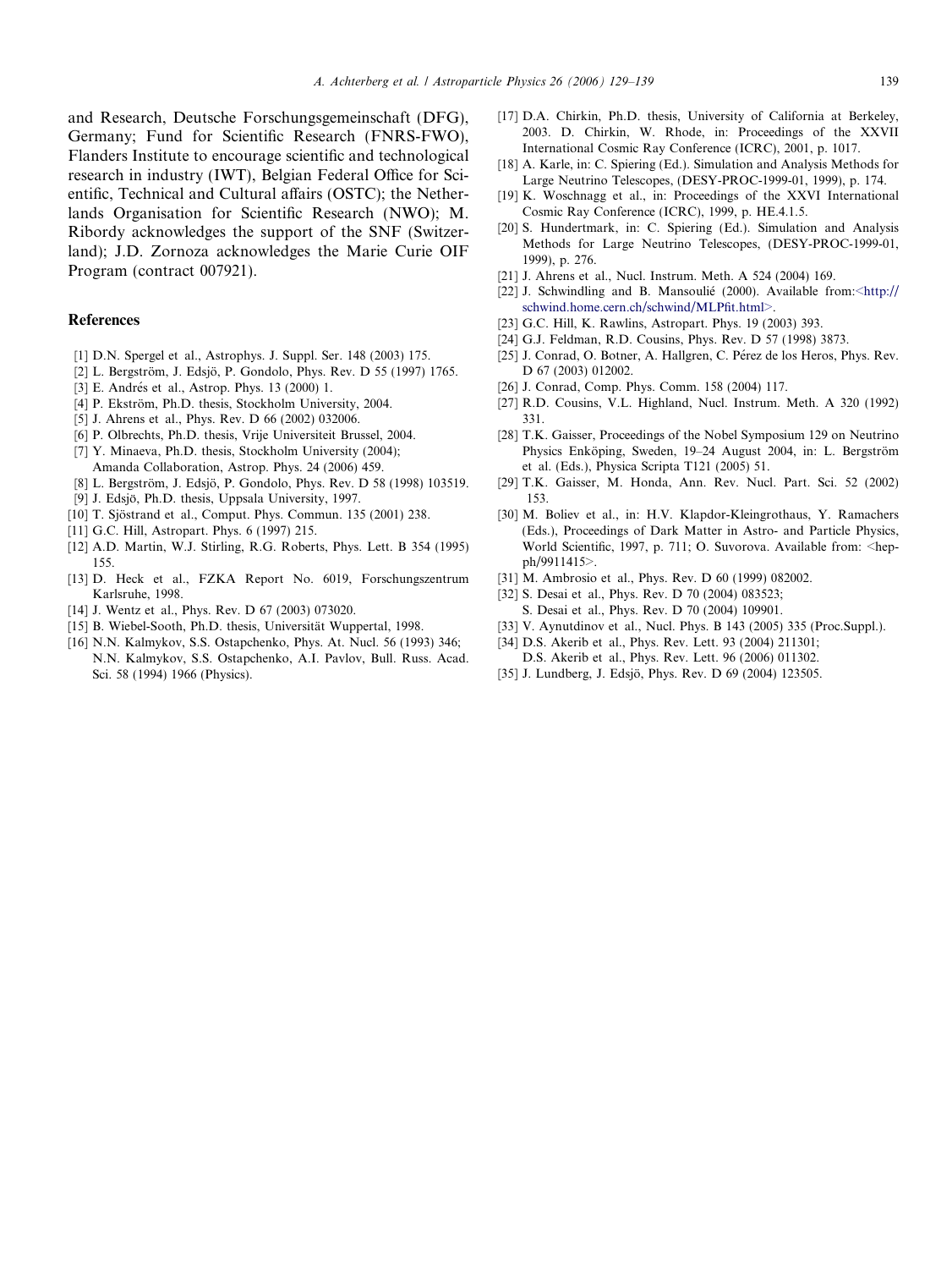and Research, Deutsche Forschungsgemeinschaft (DFG), Germany; Fund for Scientific Research (FNRS-FWO), Flanders Institute to encourage scientific and technological research in industry (IWT), Belgian Federal Office for Scientific, Technical and Cultural affairs (OSTC); the Netherlands Organisation for Scientific Research (NWO); M. Ribordy acknowledges the support of the SNF (Switzerland); J.D. Zornoza acknowledges the Marie Curie OIF Program (contract 007921).

## References

[1] D.N. Spergel et al., Astrophys. J. Suppl. Ser. 148 (2003) 175.

[2] L. Bergström, J. Edsjö, P. Gondolo, Phys. Rev. D 55 (1997) 1765.

[3] E. Andrés et al., Astrop. Phys. 13 (2000) 1.

[4] P. Ekström, Ph.D. thesis, Stockholm University, 2004.

[5] J. Ahrens et al., Phys. Rev. D 66 (2002) 032006.

[6] P. Olbrechts, Ph.D. thesis, Vrije Universiteit Brussel, 2004.

[7] Y. Minaeva, Ph.D. thesis, Stockholm University (2004); Amanda Collaboration, Astrop. Phys. 24 (2006) 459.

[8] L. Bergström, J. Edsjö, P. Gondolo, Phys. Rev. D 58 (1998) 103519.

[9] J. Edsjö, Ph.D. thesis, Uppsala University, 1997.

[10] T. Sjöstrand et al., Comput. Phys. Commun. 135 (2001) 238.

[11] G.C. Hill, Astropart. Phys. 6 (1997) 215.

[12] A.D. Martin, W.J. Stirling, R.G. Roberts, Phys. Lett. B 354 (1995) 155.

[13] D. Heck et al., FZKA Report No. 6019, Forschungszentrum Karlsruhe, 1998.

[14] J. Wentz et al., Phys. Rev. D 67 (2003) 073020.

[15] B. Wiebel-Sooth, Ph.D. thesis, Universität Wuppertal, 1998.

[16] N.N. Kalmykov, S.S. Ostapchenko, Phys. At. Nucl. 56 (1993) 346; N.N. Kalmykov, S.S. Ostapchenko, A.I. Pavlov, Bull. Russ. Acad. Sci. 58 (1994) 1966 (Physics).

[17] D.A. Chirkin, Ph.D. thesis, University of California at Berkeley, 2003. D. Chirkin, W. Rhode, in: Proceedings of the XXVII International Cosmic Ray Conference (ICRC), 2001, p. 1017.

[18] A. Karle, in: C. Spiering (Ed.). Simulation and Analysis Methods for Large Neutrino Telescopes, (DESY-PROC-1999-01, 1999), p. 174.

[19] K. Woschnagg et al., in: Proceedings of the XXVI International Cosmic Ray Conference (ICRC), 1999, p. HE.4.1.5.

[20] S. Hundertmark, in: C. Spiering (Ed.). Simulation and Analysis Methods for Large Neutrino Telescopes, (DESY-PROC-1999-01, 1999), p. 276.

[21] J. Ahrens et al., Nucl. Instrum. Meth. A 524 (2004) 169.

[22] J. Schwindling and B. Mansoulié (2000). Available from:<http://schwind.home.cern.ch/schwind/MLPfit.html>.

[23] G.C. Hill, K. Rawlins, Astropart. Phys. 19 (2003) 393.

[24] G.J. Feldman, R.D. Cousins, Phys. Rev. D 57 (1998) 3873.

[25] J. Conrad, O. Botner, A. Hallgren, C. Pérez de los Heros, Phys. Rev. D 67 (2003) 012002.

[26] J. Conrad, Comp. Phys. Comm. 158 (2004) 117.

[27] R.D. Cousins, V.L. Highland, Nucl. Instrum. Meth. A 320 (1992) 331.

[28] T.K. Gaisser, Proceedings of the Nobel Symposium 129 on Neutrino Physics Enköping, Sweden, 19–24 August 2004, in: L. Bergström et al. (Eds.), Physica Scripta T121 (2005) 51.

[29] T.K. Gaisser, M. Honda, Ann. Rev. Nucl. Part. Sci. 52 (2002) 153.

[30] M. Boliev et al., in: H.V. Klapdor-Kleingrothaus, Y. Ramachers (Eds.), Proceedings of Dark Matter in Astro- and Particle Physics, World Scientific, 1997, p. 711; O. Suvorova. Available from: <hep-ph/9911415>.

[31] M. Ambrosio et al., Phys. Rev. D 60 (1999) 082002.

[32] S. Desai et al., Phys. Rev. D 70 (2004) 083523; S. Desai et al., Phys. Rev. D 70 (2004) 109901.

[33] V. Aynutdinov et al., Nucl. Phys. B 143 (2005) 335 (Proc.Suppl.).

[34] D.S. Akerib et al., Phys. Rev. Lett. 93 (2004) 211301; D.S. Akerib et al., Phys. Rev. Lett. 96 (2006) 011302.

[35] J. Lundberg, J. Edsjö, Phys. Rev. D 69 (2004) 123505.